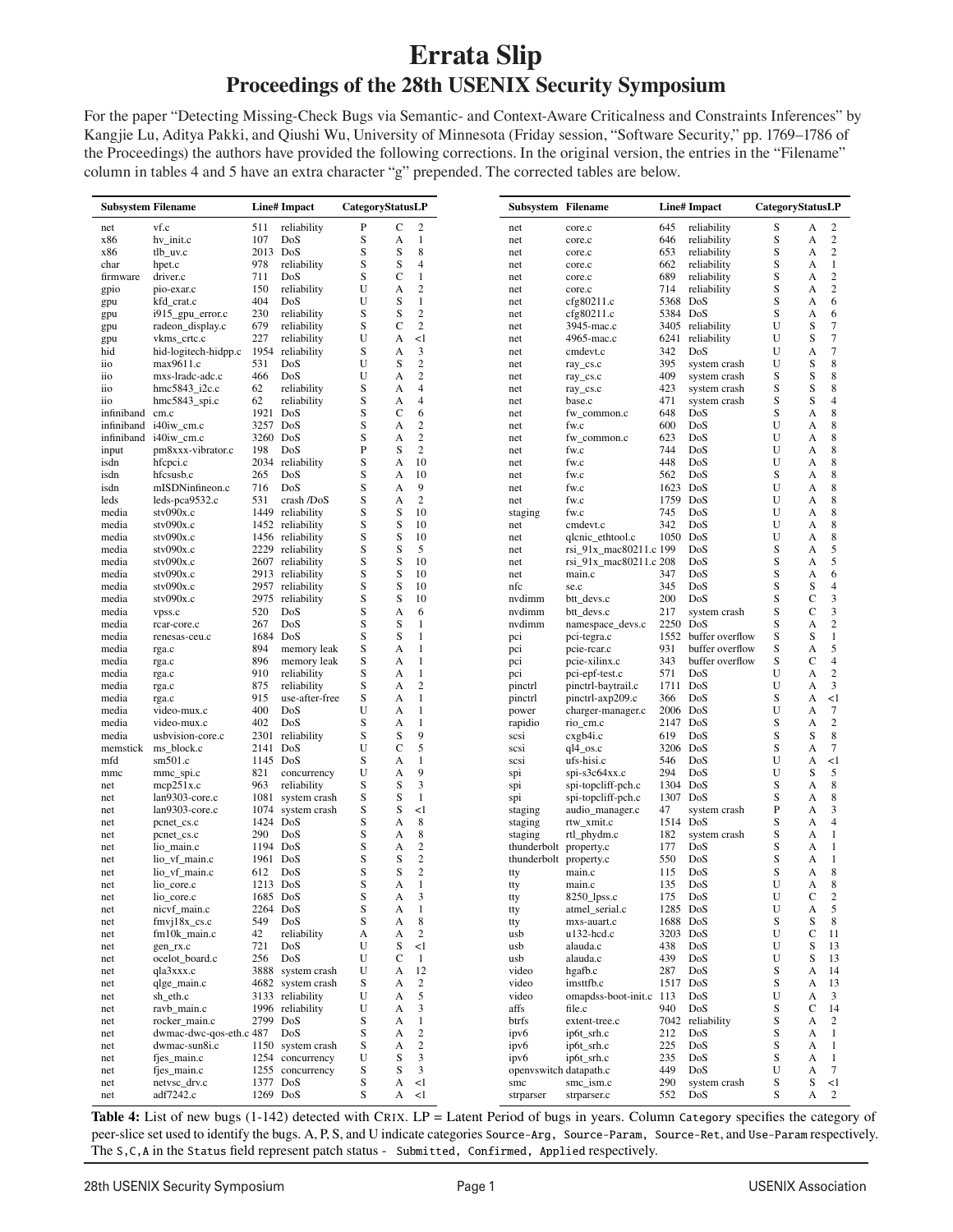# Errata Slip

## Proceedings of the 28th USENIX Security Symposium

For the paper "Detecting Missing-Check Bugs via Semantic- and Context-Aware Criticalness and Constraints Inferences" by Kangjie Lu, Aditya Pakki, and Qiushi Wu, University of Minnesota (Friday session, "Software Security," pp. 1769–1786 of the Proceedings) the authors have provided the following corrections. In the original version, the entries in the "Filename" column in tables 4 and 5 have an extra character "g" prepended. The corrected tables are below.

| Subsystem | Filename | Line# | Impact | Category | Status | LP |
|---|---|---|---|---|---|---|
| net | vf.c | 511 | reliability | P | C | 2 |
| x86 | hv_init.c | 107 | DoS | S | A | 1 |
| x86 | tlb_uv.c | 2013 | DoS | S | S | 8 |
| char | hpet.c | 978 | reliability | S | S | 4 |
| firmware | driver.c | 711 | DoS | S | C | 1 |
| gpio | pio-exar.c | 150 | reliability | U | A | 2 |
| gpu | kfd_crat.c | 404 | DoS | U | S | 1 |
| gpu | i915_gpu_error.c | 230 | reliability | S | S | 2 |
| gpu | radeon_display.c | 679 | reliability | S | C | 2 |
| gpu | vkms_crtc.c | 227 | reliability | U | A | <1 |
| hid | hid-logitech-hidpp.c | 1954 | reliability | S | A | 3 |
| iio | max9611.c | 531 | DoS | U | S | 2 |
| iio | mxs-lradc-adc.c | 466 | DoS | U | A | 2 |
| iio | hmc5843_i2c.c | 62 | reliability | S | A | 4 |
| iio | hmc5843_spi.c | 62 | reliability | S | A | 4 |
| infiniband | cm.c | 1921 | DoS | S | C | 6 |
| infiniband | i40iw_cm.c | 3257 | DoS | S | A | 2 |
| infiniband | i40iw_cm.c | 3260 | DoS | S | A | 2 |
| input | pm8xxx-vibrator.c | 198 | DoS | P | S | 2 |
| isdn | hfcpci.c | 2034 | reliability | S | A | 10 |
| isdn | hfcsusb.c | 265 | DoS | S | A | 10 |
| isdn | mISDNinfineon.c | 716 | DoS | S | A | 9 |
| leds | leds-pca9532.c | 531 | crash /DoS | S | A | 2 |
| media | stv090x.c | 1449 | reliability | S | S | 10 |
| media | stv090x.c | 1452 | reliability | S | S | 10 |
| media | stv090x.c | 1456 | reliability | S | S | 10 |
| media | stv090x.c | 2229 | reliability | S | S | 5 |
| media | stv090x.c | 2607 | reliability | S | S | 10 |
| media | stv090x.c | 2913 | reliability | S | S | 10 |
| media | stv090x.c | 2957 | reliability | S | S | 10 |
| media | stv090x.c | 2975 | reliability | S | S | 10 |
| media | vpss.c | 520 | DoS | S | A | 6 |
| media | rcar-core.c | 267 | DoS | S | S | 1 |
| media | renesas-ceu.c | 1684 | DoS | S | S | 1 |
| media | rga.c | 894 | memory leak | S | A | 1 |
| media | rga.c | 896 | memory leak | S | A | 1 |
| media | rga.c | 910 | reliability | S | A | 1 |
| media | rga.c | 875 | reliability | S | A | 2 |
| media | rga.c | 915 | use-after-free | S | A | 1 |
| media | video-mux.c | 400 | DoS | U | A | 1 |
| media | video-mux.c | 402 | DoS | S | A | 1 |
| media | usbvision-core.c | 2301 | reliability | S | S | 9 |
| memstick | ms_block.c | 2141 | DoS | U | C | 5 |
| mfd | sm501.c | 1145 | DoS | S | A | 1 |
| mmc | mmc_spi.c | 821 | concurrency | U | A | 9 |
| net | mcp251x.c | 963 | reliability | S | S | 3 |
| net | lan9303-core.c | 1081 | system crash | S | S | 1 |
| net | lan9303-core.c | 1074 | system crash | S | S | <1 |
| net | pcnet_cs.c | 1424 | DoS | S | A | 8 |
| net | pcnet_cs.c | 290 | DoS | S | A | 8 |
| net | lio_main.c | 1194 | DoS | S | A | 2 |
| net | lio_vf_main.c | 1961 | DoS | S | S | 2 |
| net | lio_vf_main.c | 612 | DoS | S | S | 2 |
| net | lio_core.c | 1213 | DoS | S | A | 1 |
| net | lio_core.c | 1685 | DoS | S | A | 3 |
| net | nicvf_main.c | 2264 | DoS | S | A | 1 |
| net | fmvj18x_cs.c | 549 | DoS | S | A | 8 |
| net | fm10k_main.c | 42 | reliability | A | A | 2 |
| net | gen_rx.c | 721 | DoS | U | S | <1 |
| net | ocelot_board.c | 256 | DoS | U | C | 1 |
| net | qla3xxx.c | 3888 | system crash | U | A | 12 |
| net | qlge_main.c | 4682 | system crash | S | A | 2 |
| net | sh_eth.c | 3133 | reliability | U | A | 5 |
| net | ravb_main.c | 1996 | reliability | U | A | 3 |
| net | rocker_main.c | 2799 | DoS | S | A | 1 |
| net | dwmac-dwc-qos-eth.c | 487 | DoS | S | A | 2 |
| net | dwmac-sun8i.c | 1150 | system crash | S | A | 2 |
| net | fjes_main.c | 1254 | concurrency | U | S | 3 |
| net | fjes_main.c | 1255 | concurrency | S | S | 3 |
| net | netvsc_drv.c | 1377 | DoS | S | A | <1 |
| net | adf7242.c | 1269 | DoS | S | A | <1 |
| net | core.c | 645 | reliability | S | A | 2 |
| net | core.c | 646 | reliability | S | A | 2 |
| net | core.c | 653 | reliability | S | A | 2 |
| net | core.c | 662 | reliability | S | A | 1 |
| net | core.c | 689 | reliability | S | A | 2 |
| net | core.c | 714 | reliability | S | A | 2 |
| net | cfg80211.c | 5368 | DoS | S | A | 6 |
| net | cfg80211.c | 5384 | DoS | S | A | 6 |
| net | 3945-mac.c | 3405 | reliability | U | S | 7 |
| net | 4965-mac.c | 6241 | reliability | U | S | 7 |
| net | cmdevt.c | 342 | DoS | U | A | 7 |
| net | ray_cs.c | 395 | system crash | U | S | 8 |
| net | ray_cs.c | 409 | system crash | S | S | 8 |
| net | ray_cs.c | 423 | system crash | S | S | 8 |
| net | base.c | 471 | system crash | S | S | 4 |
| net | fw_common.c | 648 | DoS | S | A | 8 |
| net | fw.c | 600 | DoS | U | A | 8 |
| net | fw_common.c | 623 | DoS | U | A | 8 |
| net | fw.c | 744 | DoS | U | A | 8 |
| net | fw.c | 448 | DoS | U | A | 8 |
| net | fw.c | 562 | DoS | S | A | 8 |
| net | fw.c | 1623 | DoS | U | A | 8 |
| net | fw.c | 1759 | DoS | U | A | 8 |
| staging | fw.c | 745 | DoS | U | A | 8 |
| net | cmdevt.c | 342 | DoS | U | A | 8 |
| net | qlcnic_ethtool.c | 1050 | DoS | U | A | 8 |
| net | rsi_91x_mac80211.c | 199 | DoS | S | A | 5 |
| net | rsi_91x_mac80211.c | 208 | DoS | S | A | 5 |
| net | main.c | 347 | DoS | S | A | 6 |
| nfc | se.c | 345 | DoS | S | S | 4 |
| nvdimm | btt_devs.c | 200 | DoS | S | C | 3 |
| nvdimm | btt_devs.c | 217 | system crash | S | C | 3 |
| nvdimm | namespace_devs.c | 2250 | DoS | S | A | 2 |
| pci | pci-tegra.c | 1552 | buffer overflow | S | S | 1 |
| pci | pcie-rcar.c | 931 | buffer overflow | S | A | 5 |
| pci | pcie-xilinx.c | 343 | buffer overflow | S | C | 4 |
| pci | pci-epf-test.c | 571 | DoS | U | A | 2 |
| pinctrl | pinctrl-baytrail.c | 1711 | DoS | U | A | 3 |
| pinctrl | pinctrl-axp209.c | 366 | DoS | S | A | <1 |
| power | charger-manager.c | 2006 | DoS | U | A | 7 |
| rapidio | rio_cm.c | 2147 | DoS | S | A | 2 |
| scsi | cxgb4i.c | 619 | DoS | S | S | 8 |
| scsi | ql4_os.c | 3206 | DoS | S | A | 7 |
| scsi | ufs-hisi.c | 546 | DoS | U | A | <1 |
| spi | spi-s3c64xx.c | 294 | DoS | U | S | 5 |
| spi | spi-topcliff-pch.c | 1304 | DoS | S | A | 8 |
| spi | spi-topcliff-pch.c | 1307 | DoS | S | A | 8 |
| staging | audio_manager.c | 47 | system crash | P | A | 3 |
| staging | rtw_xmit.c | 1514 | DoS | S | A | 4 |
| staging | rtl_phydm.c | 182 | system crash | S | A | 1 |
| thunderbolt | property.c | 177 | DoS | S | A | 1 |
| thunderbolt | property.c | 550 | DoS | S | A | 1 |
| tty | main.c | 115 | DoS | S | A | 8 |
| tty | main.c | 135 | DoS | U | A | 8 |
| tty | 8250_lpss.c | 175 | DoS | U | C | 2 |
| tty | atmel_serial.c | 1285 | DoS | U | A | 5 |
| tty | mxs-auart.c | 1688 | DoS | S | S | 8 |
| usb | u132-hcd.c | 3203 | DoS | U | C | 11 |
| usb | alauda.c | 438 | DoS | U | S | 13 |
| usb | alauda.c | 439 | DoS | U | S | 13 |
| video | hgafb.c | 287 | DoS | S | A | 14 |
| video | imsttfb.c | 1517 | DoS | S | A | 13 |
| video | omapdss-boot-init.c | 113 | DoS | U | A | 3 |
| affs | file.c | 940 | DoS | S | C | 14 |
| btrfs | extent-tree.c | 7042 | reliability | S | A | 2 |
| ipv6 | ip6t_srh.c | 212 | DoS | S | A | 1 |
| ipv6 | ip6t_srh.c | 225 | DoS | S | A | 1 |
| ipv6 | ip6t_srh.c | 235 | DoS | S | A | 1 |
| openvswitch | datapath.c | 449 | DoS | U | A | 7 |
| smc | smc_ism.c | 290 | system crash | S | S | <1 |
| strparser | strparser.c | 552 | DoS | S | A | 2 |

**Table 4:** List of new bugs (1-142) detected with CRIX. LP = Latent Period of bugs in years. Column `Category` specifies the category of peer-slice set used to identify the bugs. A, P, S, and U indicate categories `Source-Arg`, `Source-Param`, `Source-Ret`, and `Use-Param` respectively. The `S`,`C`,`A` in the `Status` field represent patch status - `Submitted`, `Confirmed`, `Applied` respectively.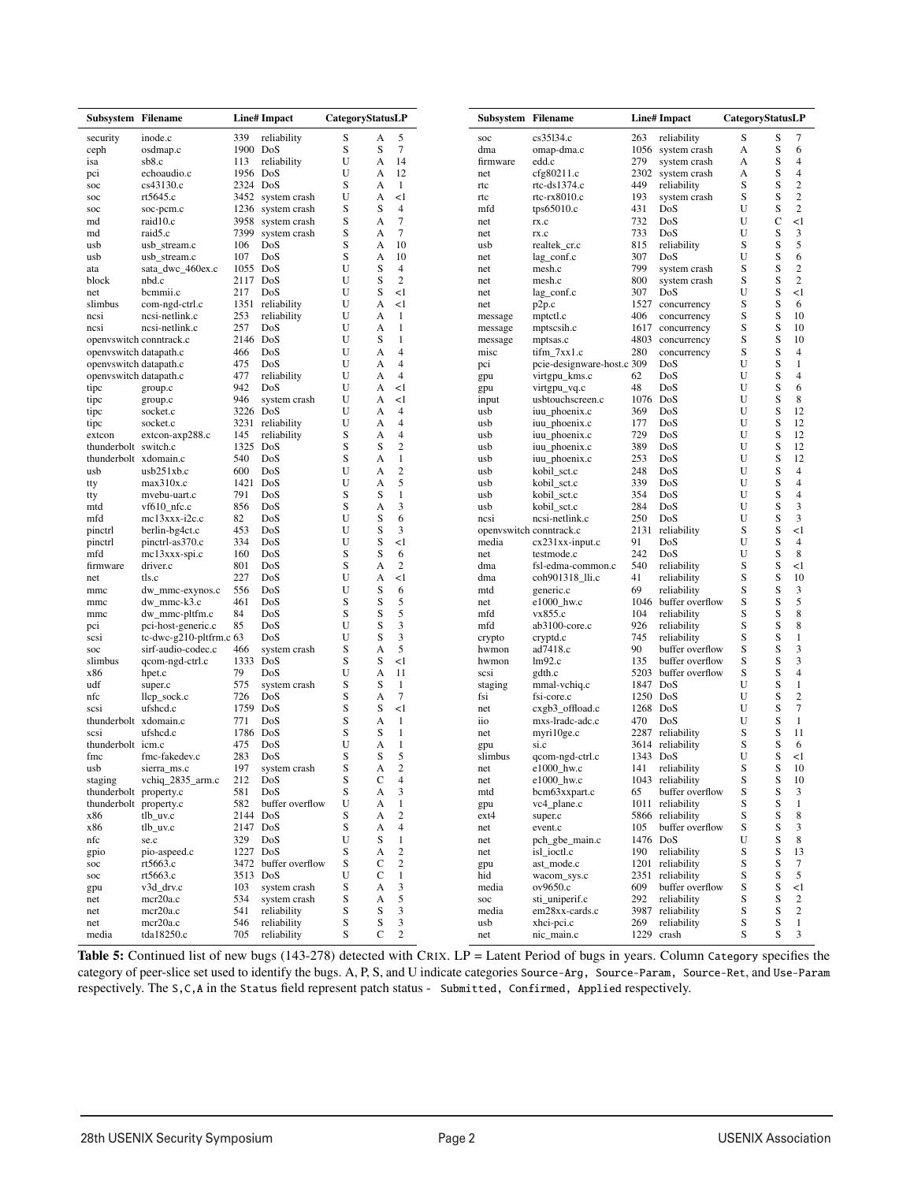| Subsystem | Filename | Line# | Impact | Category | Status | LP |
|---|---|---|---|---|---|---|
| security | inode.c | 339 | reliability | S | A | 5 |
| ceph | osdmap.c | 1900 | DoS | S | S | 7 |
| isa | sb8.c | 113 | reliability | U | A | 14 |
| pci | echoaudio.c | 1956 | DoS | U | A | 12 |
| soc | cs43130.c | 2324 | DoS | S | A | 1 |
| soc | rt5645.c | 3452 | system crash | U | A | <1 |
| soc | soc-pcm.c | 1236 | system crash | S | S | 4 |
| md | raid10.c | 3958 | system crash | S | A | 7 |
| md | raid5.c | 7399 | system crash | S | A | 7 |
| usb | usb_stream.c | 106 | DoS | S | A | 10 |
| usb | usb_stream.c | 107 | DoS | S | A | 10 |
| ata | sata_dwc_460ex.c | 1055 | DoS | U | S | 4 |
| block | nbd.c | 2117 | DoS | U | S | 2 |
| net | bcmmii.c | 217 | DoS | U | S | <1 |
| slimbus | com-ngd-ctrl.c | 1351 | reliability | U | A | <1 |
| ncsi | ncsi-netlink.c | 253 | reliability | U | A | 1 |
| ncsi | ncsi-netlink.c | 257 | DoS | U | A | 1 |
| openvswitch | conntrack.c | 2146 | DoS | U | S | 1 |
| openvswitch | datapath.c | 466 | DoS | U | A | 4 |
| openvswitch | datapath.c | 475 | DoS | U | A | 4 |
| openvswitch | datapath.c | 477 | reliability | U | A | 4 |
| tipc | group.c | 942 | DoS | U | A | <1 |
| tipc | group.c | 946 | system crash | U | A | <1 |
| tipc | socket.c | 3226 | DoS | U | A | 4 |
| tipc | socket.c | 3231 | reliability | U | A | 4 |
| extcon | extcon-axp288.c | 145 | reliability | S | A | 4 |
| thunderbolt | switch.c | 1325 | DoS | S | S | 2 |
| thunderbolt | xdomain.c | 540 | DoS | S | A | 1 |
| usb | usb251xb.c | 600 | DoS | U | A | 2 |
| tty | max310x.c | 1421 | DoS | U | A | 5 |
| tty | mvebu-uart.c | 791 | DoS | S | S | 1 |
| mtd | vf610_nfc.c | 856 | DoS | S | A | 3 |
| mfd | mc13xxx-i2c.c | 82 | DoS | U | S | 6 |
| pinctrl | berlin-bg4ct.c | 453 | DoS | U | S | 3 |
| pinctrl | pinctrl-as370.c | 334 | DoS | U | S | <1 |
| mfd | mc13xxx-spi.c | 160 | DoS | S | S | 6 |
| firmware | driver.c | 801 | DoS | S | A | 2 |
| net | tls.c | 227 | DoS | U | A | <1 |
| mmc | dw_mmc-exynos.c | 556 | DoS | U | S | 6 |
| mmc | dw_mmc-k3.c | 461 | DoS | S | S | 5 |
| mmc | dw_mmc-pltfm.c | 84 | DoS | S | S | 5 |
| pci | pci-host-generic.c | 85 | DoS | U | S | 3 |
| scsi | tc-dwc-g210-pltfrm.c | 63 | DoS | U | S | 3 |
| soc | sirf-audio-codec.c | 466 | system crash | S | A | 5 |
| slimbus | qcom-ngd-ctrl.c | 1333 | DoS | S | S | <1 |
| x86 | hpet.c | 79 | DoS | U | A | 11 |
| udf | super.c | 575 | system crash | S | S | 1 |
| nfc | llcp_sock.c | 726 | DoS | S | A | 7 |
| scsi | ufshcd.c | 1759 | DoS | S | S | <1 |
| thunderbolt | xdomain.c | 771 | DoS | S | A | 1 |
| scsi | ufshcd.c | 1786 | DoS | S | S | 1 |
| thunderbolt | icm.c | 475 | DoS | U | A | 1 |
| fmc | fmc-fakedev.c | 283 | DoS | S | S | 5 |
| usb | sierra_ms.c | 197 | system crash | S | A | 2 |
| staging | vchiq_2835_arm.c | 212 | DoS | S | C | 4 |
| thunderbolt | property.c | 581 | DoS | S | A | 3 |
| thunderbolt | property.c | 582 | buffer overflow | U | A | 1 |
| x86 | tlb_uv.c | 2144 | DoS | S | A | 2 |
| x86 | tlb_uv.c | 2147 | DoS | S | A | 4 |
| nfc | se.c | 329 | DoS | U | S | 1 |
| gpio | pio-aspeed.c | 1227 | DoS | S | A | 2 |
| soc | rt5663.c | 3472 | buffer overflow | S | C | 2 |
| soc | rt5663.c | 3513 | DoS | U | C | 1 |
| gpu | v3d_drv.c | 103 | system crash | S | A | 3 |
| net | mcr20a.c | 534 | system crash | S | A | 5 |
| net | mcr20a.c | 541 | reliability | S | S | 3 |
| net | mcr20a.c | 546 | reliability | S | S | 3 |
| media | tda18250.c | 705 | reliability | S | C | 2 |
| soc | cs35l34.c | 263 | reliability | S | S | 7 |
| dma | omap-dma.c | 1056 | system crash | A | S | 6 |
| firmware | edd.c | 279 | system crash | A | S | 4 |
| net | cfg80211.c | 2302 | system crash | A | S | 4 |
| rtc | rtc-ds1374.c | 449 | reliability | S | S | 2 |
| rtc | rtc-rx8010.c | 193 | system crash | S | S | 2 |
| mfd | tps65010.c | 431 | DoS | U | S | 2 |
| net | rx.c | 732 | DoS | U | C | <1 |
| net | rx.c | 733 | DoS | U | S | 3 |
| usb | realtek_cr.c | 815 | reliability | S | S | 5 |
| net | lag_conf.c | 307 | DoS | U | S | 6 |
| net | mesh.c | 799 | system crash | S | S | 2 |
| net | mesh.c | 800 | system crash | S | S | 2 |
| net | lag_conf.c | 307 | DoS | U | S | <1 |
| net | p2p.c | 1527 | concurrency | S | S | 6 |
| message | mptctl.c | 406 | concurrency | S | S | 10 |
| message | mptscsih.c | 1617 | concurrency | S | S | 10 |
| message | mptsas.c | 4803 | concurrency | S | S | 10 |
| misc | tifm_7xx1.c | 280 | concurrency | S | S | 4 |
| pci | pcie-designware-host.c | 309 | DoS | U | S | 1 |
| gpu | virtgpu_kms.c | 62 | DoS | U | S | 4 |
| gpu | virtgpu_vq.c | 48 | DoS | U | S | 6 |
| input | usbtouchscreen.c | 1076 | DoS | U | S | 8 |
| usb | iuu_phoenix.c | 369 | DoS | U | S | 12 |
| usb | iuu_phoenix.c | 177 | DoS | U | S | 12 |
| usb | iuu_phoenix.c | 729 | DoS | U | S | 12 |
| usb | iuu_phoenix.c | 389 | DoS | U | S | 12 |
| usb | iuu_phoenix.c | 253 | DoS | U | S | 12 |
| usb | kobil_sct.c | 248 | DoS | U | S | 4 |
| usb | kobil_sct.c | 339 | DoS | U | S | 4 |
| usb | kobil_sct.c | 354 | DoS | U | S | 4 |
| usb | kobil_sct.c | 284 | DoS | U | S | 3 |
| ncsi | ncsi-netlink.c | 250 | DoS | U | S | 3 |
| openvswitch | conntrack.c | 2131 | reliability | S | S | <1 |
| media | cx231xx-input.c | 91 | DoS | U | S | 4 |
| net | testmode.c | 242 | DoS | U | S | 8 |
| dma | fsl-edma-common.c | 540 | reliability | S | S | <1 |
| dma | coh901318_lli.c | 41 | reliability | S | S | 10 |
| mtd | generic.c | 69 | reliability | S | S | 3 |
| net | e1000_hw.c | 1046 | buffer overflow | S | S | 5 |
| mfd | vx855.c | 104 | reliability | S | S | 8 |
| mfd | ab3100-core.c | 926 | reliability | S | S | 8 |
| crypto | cryptd.c | 745 | reliability | S | S | 1 |
| hwmon | ad7418.c | 90 | buffer overflow | S | S | 3 |
| hwmon | lm92.c | 135 | buffer overflow | S | S | 3 |
| scsi | gdth.c | 5203 | buffer overflow | S | S | 4 |
| staging | mmal-vchiq.c | 1847 | DoS | U | S | 1 |
| fsi | fsi-core.c | 1250 | DoS | U | S | 2 |
| net | cxgb3_offload.c | 1268 | DoS | U | S | 7 |
| iio | mxs-lradc-adc.c | 470 | DoS | U | S | 1 |
| net | myri10ge.c | 2287 | reliability | S | S | 11 |
| gpu | si.c | 3614 | reliability | S | S | 6 |
| slimbus | qcom-ngd-ctrl.c | 1343 | DoS | U | S | <1 |
| net | e1000_hw.c | 141 | reliability | S | S | 10 |
| net | e1000_hw.c | 1043 | reliability | S | S | 10 |
| mtd | bcm63xxpart.c | 65 | buffer overflow | S | S | 3 |
| gpu | vc4_plane.c | 1011 | reliability | S | S | 1 |
| ext4 | super.c | 5866 | reliability | S | S | 8 |
| net | event.c | 105 | buffer overflow | S | S | 3 |
| net | pch_gbe_main.c | 1476 | DoS | U | S | 8 |
| net | isl_ioctl.c | 190 | reliability | S | S | 13 |
| gpu | ast_mode.c | 1201 | reliability | S | S | 7 |
| hid | wacom_sys.c | 2351 | reliability | S | S | 5 |
| media | ov9650.c | 609 | buffer overflow | S | S | <1 |
| soc | sti_uniperif.c | 292 | reliability | S | S | 2 |
| media | em28xx-cards.c | 3987 | reliability | S | S | 2 |
| usb | xhci-pci.c | 269 | reliability | S | S | 1 |
| net | nic_main.c | 1229 | crash | S | S | 3 |

**Table 5:** Continued list of new bugs (143-278) detected with CRIX. LP = Latent Period of bugs in years. Column Category specifies the category of peer-slice set used to identify the bugs. A, P, S, and U indicate categories Source-Arg, Source-Param, Source-Ret, and Use-Param respectively. The S,C,A in the Status field represent patch status - Submitted, Confirmed, Applied respectively.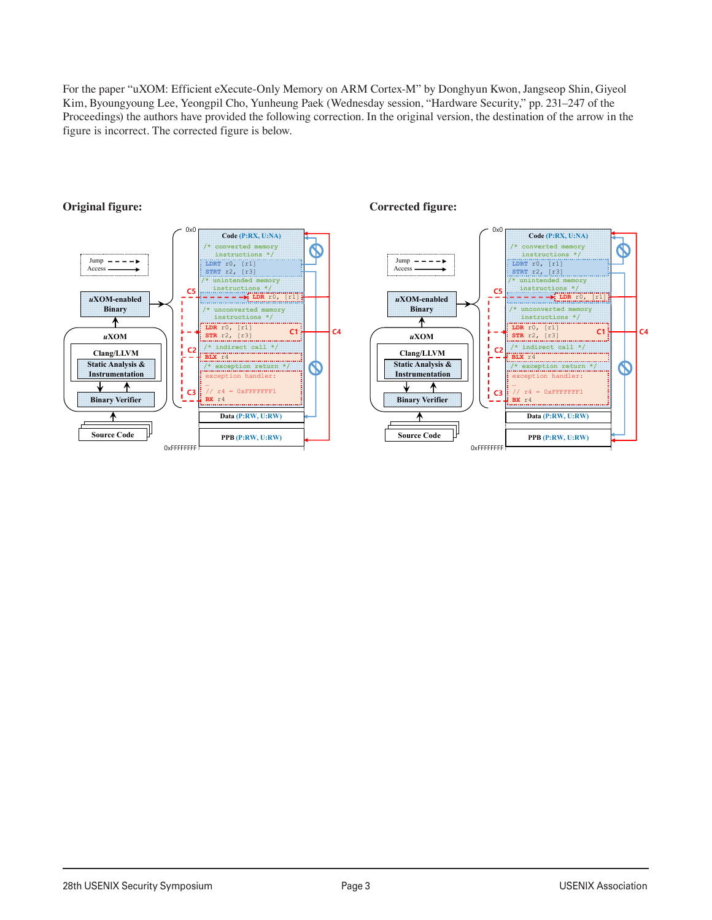For the paper "uXOM: Efficient eXecute-Only Memory on ARM Cortex-M" by Donghyun Kwon, Jangseop Shin, Giyeol Kim, Byoungyoung Lee, Yeongpil Cho, Yunheung Paek (Wednesday session, "Hardware Security," pp. 231–247 of the Proceedings) the authors have provided the following correction. In the original version, the destination of the arrow in the figure is incorrect. The corrected figure is below.

**Original figure:**

**Corrected figure:**